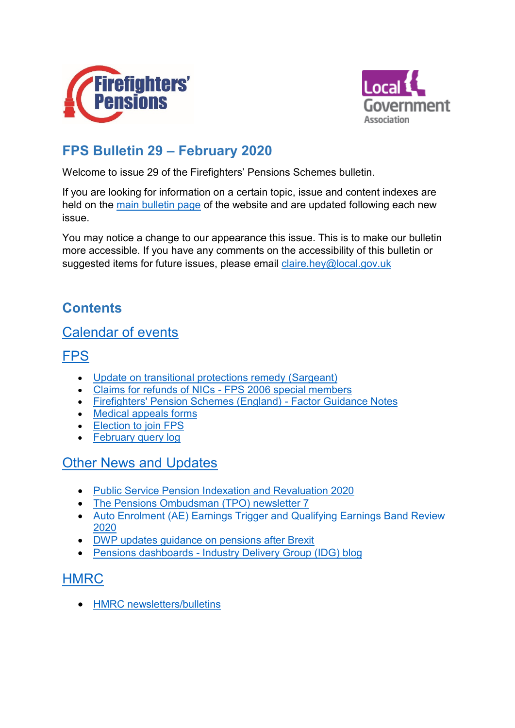# FPS Bulletin 29 – February 2020

Welcome to issue 29 of the Firefighters' Pensions Schemes bulletin.

If you are looking for information on a certain topic, issue and content indexes are held on the main bulletin page of the website and are updated following each new issue.

You may notice a change to our appearance this issue. This is to make our bulletin more accessible. If you have any comments on the accessibility of this bulletin or suggested items for future issues, please email claire.hey@local.gov.uk

## Contents

### Calendar of events

### FPS

- Update on transitional protections remedy (Sargeant)
- Claims for refunds of NICs - FPS 2006 special members
- Firefighters' Pension Schemes (England) - Factor Guidance Notes
- Medical appeals forms
- Election to join FPS
- February query log

### Other News and Updates

- Public Service Pension Indexation and Revaluation 2020
- The Pensions Ombudsman (TPO) newsletter 7
- Auto Enrolment (AE) Earnings Trigger and Qualifying Earnings Band Review 2020
- DWP updates guidance on pensions after Brexit
- Pensions dashboards - Industry Delivery Group (IDG) blog

### HMRC

- HMRC newsletters/bulletins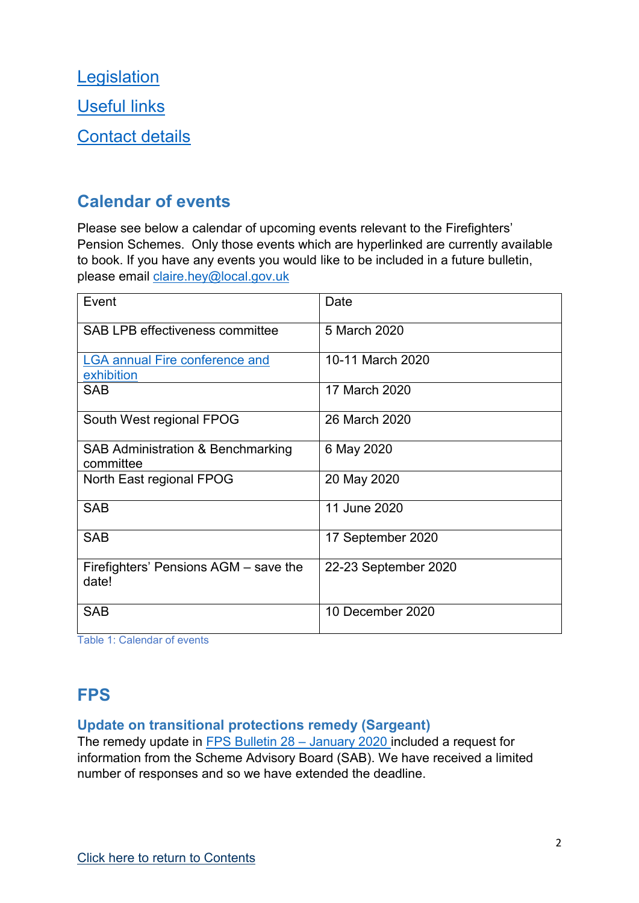[Legislation](#)

[Useful links](#)

[Contact details](#)

## Calendar of events

Please see below a calendar of upcoming events relevant to the Firefighters' Pension Schemes. Only those events which are hyperlinked are currently available to book. If you have any events you would like to be included in a future bulletin, please email claire.hey@local.gov.uk

| Event | Date |
|---|---|
| SAB LPB effectiveness committee | 5 March 2020 |
| [LGA annual Fire conference and exhibition](#) | 10-11 March 2020 |
| SAB | 17 March 2020 |
| South West regional FPOG | 26 March 2020 |
| SAB Administration & Benchmarking committee | 6 May 2020 |
| North East regional FPOG | 20 May 2020 |
| SAB | 11 June 2020 |
| SAB | 17 September 2020 |
| Firefighters' Pensions AGM – save the date! | 22-23 September 2020 |
| SAB | 10 December 2020 |

Table 1: Calendar of events

## FPS

### Update on transitional protections remedy (Sargeant)

The remedy update in [FPS Bulletin 28 – January 2020](#) included a request for information from the Scheme Advisory Board (SAB). We have received a limited number of responses and so we have extended the deadline.

[Click here to return to Contents](#)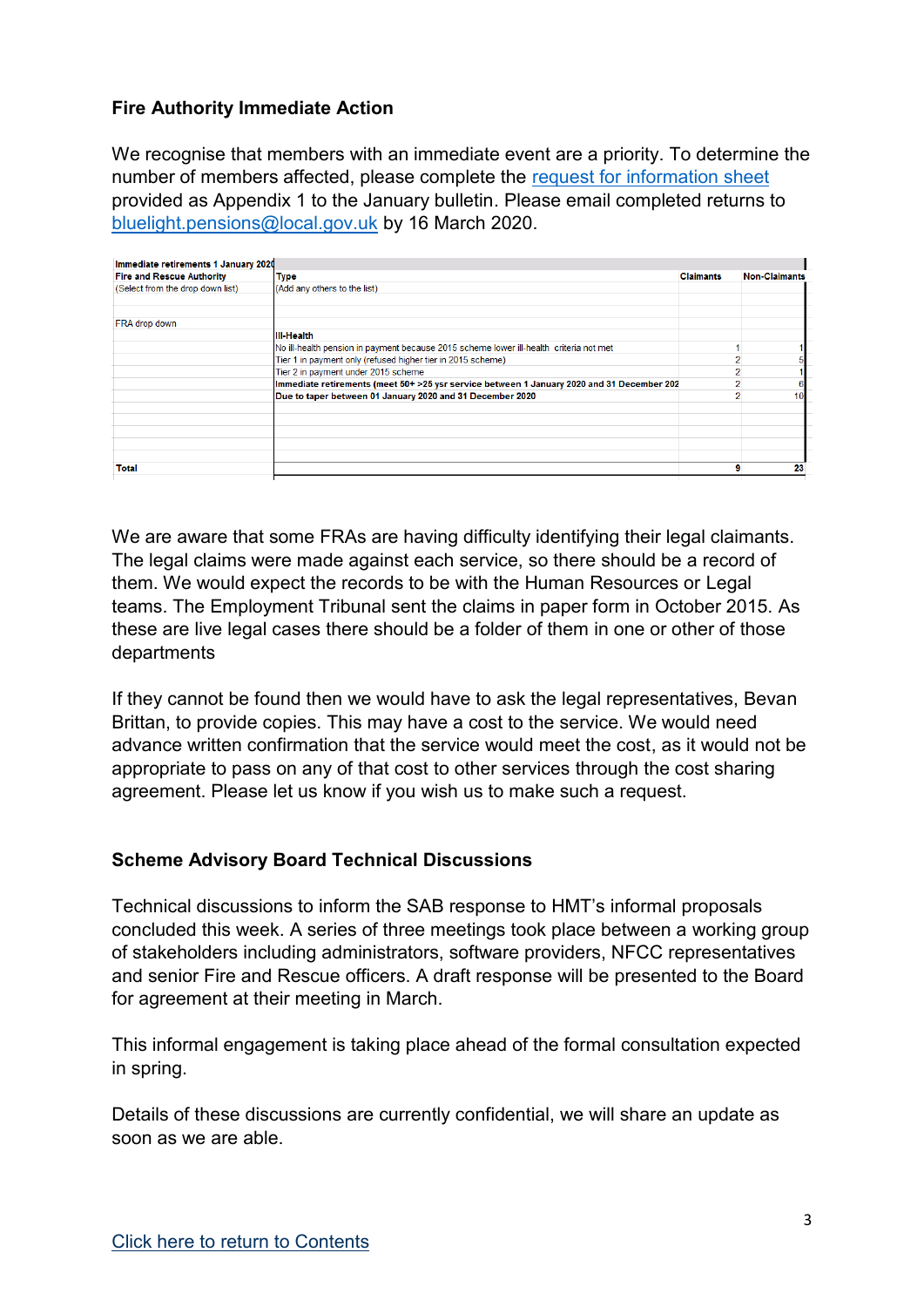### Fire Authority Immediate Action

We recognise that members with an immediate event are a priority. To determine the number of members affected, please complete the [request for information sheet](request for information sheet) provided as Appendix 1 to the January bulletin. Please email completed returns to [bluelight.pensions@local.gov.uk](mailto:bluelight.pensions@local.gov.uk) by 16 March 2020.

| Immediate retirements 1 January 2020 | | | |
|---|---|---|---|
| **Fire and Rescue Authority** | **Type** | **Claimants** | **Non-Claimants** |
| (Select from the drop down list) | (Add any others to the list) | | |
| FRA drop down | | | |
| | **Ill-Health** | | |
| | No ill-health pension in payment because 2015 scheme lower ill-health criteria not met | 1 | 1 |
| | Tier 1 in payment only (refused higher tier in 2015 scheme) | 2 | 5 |
| | Tier 2 in payment under 2015 scheme | 2 | 1 |
| | **Immediate retirements (meet 50+ >25 ysr service between 1 January 2020 and 31 December 202** | 2 | 6 |
| | **Due to taper between 01 January 2020 and 31 December 2020** | 2 | 10 |
| **Total** | | 9 | 23 |

We are aware that some FRAs are having difficulty identifying their legal claimants. The legal claims were made against each service, so there should be a record of them. We would expect the records to be with the Human Resources or Legal teams. The Employment Tribunal sent the claims in paper form in October 2015. As these are live legal cases there should be a folder of them in one or other of those departments

If they cannot be found then we would have to ask the legal representatives, Bevan Brittan, to provide copies. This may have a cost to the service. We would need advance written confirmation that the service would meet the cost, as it would not be appropriate to pass on any of that cost to other services through the cost sharing agreement. Please let us know if you wish us to make such a request.

### Scheme Advisory Board Technical Discussions

Technical discussions to inform the SAB response to HMT's informal proposals concluded this week. A series of three meetings took place between a working group of stakeholders including administrators, software providers, NFCC representatives and senior Fire and Rescue officers. A draft response will be presented to the Board for agreement at their meeting in March.

This informal engagement is taking place ahead of the formal consultation expected in spring.

Details of these discussions are currently confidential, we will share an update as soon as we are able.

[Click here to return to Contents](#)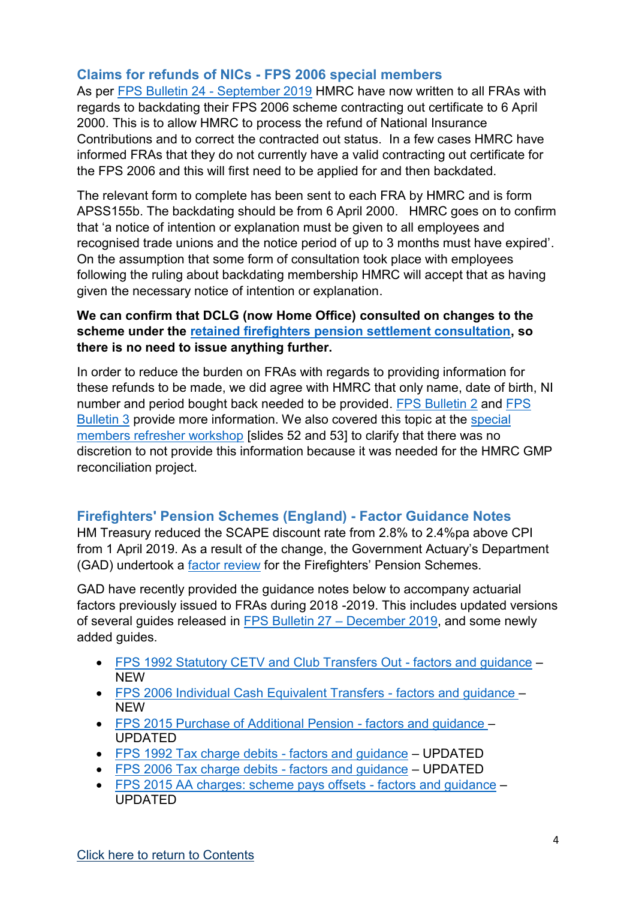## Claims for refunds of NICs - FPS 2006 special members

As per FPS Bulletin 24 - September 2019 HMRC have now written to all FRAs with regards to backdating their FPS 2006 scheme contracting out certificate to 6 April 2000. This is to allow HMRC to process the refund of National Insurance Contributions and to correct the contracted out status. In a few cases HMRC have informed FRAs that they do not currently have a valid contracting out certificate for the FPS 2006 and this will first need to be applied for and then backdated.

The relevant form to complete has been sent to each FRA by HMRC and is form APSS155b. The backdating should be from 6 April 2000. HMRC goes on to confirm that 'a notice of intention or explanation must be given to all employees and recognised trade unions and the notice period of up to 3 months must have expired'. On the assumption that some form of consultation took place with employees following the ruling about backdating membership HMRC will accept that as having given the necessary notice of intention or explanation.

**We can confirm that DCLG (now Home Office) consulted on changes to the scheme under the retained firefighters pension settlement consultation, so there is no need to issue anything further.**

In order to reduce the burden on FRAs with regards to providing information for these refunds to be made, we did agree with HMRC that only name, date of birth, NI number and period bought back needed to be provided. FPS Bulletin 2 and FPS Bulletin 3 provide more information. We also covered this topic at the special members refresher workshop [slides 52 and 53] to clarify that there was no discretion to not provide this information because it was needed for the HMRC GMP reconciliation project.

## Firefighters' Pension Schemes (England) - Factor Guidance Notes

HM Treasury reduced the SCAPE discount rate from 2.8% to 2.4%pa above CPI from 1 April 2019. As a result of the change, the Government Actuary's Department (GAD) undertook a factor review for the Firefighters' Pension Schemes.

GAD have recently provided the guidance notes below to accompany actuarial factors previously issued to FRAs during 2018 -2019. This includes updated versions of several guides released in FPS Bulletin 27 – December 2019, and some newly added guides.

- FPS 1992 Statutory CETV and Club Transfers Out - factors and guidance – NEW
- FPS 2006 Individual Cash Equivalent Transfers - factors and guidance – NEW
- FPS 2015 Purchase of Additional Pension - factors and guidance – UPDATED
- FPS 1992 Tax charge debits - factors and guidance – UPDATED
- FPS 2006 Tax charge debits - factors and guidance – UPDATED
- FPS 2015 AA charges: scheme pays offsets - factors and guidance – UPDATED

Click here to return to Contents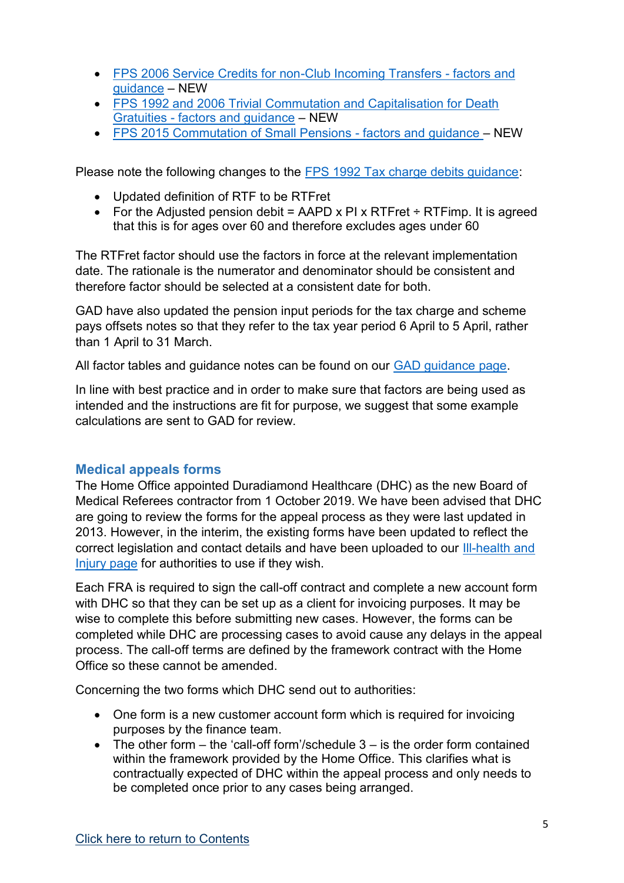- [FPS 2006 Service Credits for non-Club Incoming Transfers - factors and guidance]() – NEW
- [FPS 1992 and 2006 Trivial Commutation and Capitalisation for Death Gratuities - factors and guidance]() – NEW
- [FPS 2015 Commutation of Small Pensions - factors and guidance]() – NEW

Please note the following changes to the [FPS 1992 Tax charge debits guidance]():

- Updated definition of RTF to be RTFret
- For the Adjusted pension debit = AAPD x PI x RTFret ÷ RTFimp. It is agreed that this is for ages over 60 and therefore excludes ages under 60

The RTFret factor should use the factors in force at the relevant implementation date. The rationale is the numerator and denominator should be consistent and therefore factor should be selected at a consistent date for both.

GAD have also updated the pension input periods for the tax charge and scheme pays offsets notes so that they refer to the tax year period 6 April to 5 April, rather than 1 April to 31 March.

All factor tables and guidance notes can be found on our [GAD guidance page]().

In line with best practice and in order to make sure that factors are being used as intended and the instructions are fit for purpose, we suggest that some example calculations are sent to GAD for review.

## Medical appeals forms

The Home Office appointed Duradiamond Healthcare (DHC) as the new Board of Medical Referees contractor from 1 October 2019. We have been advised that DHC are going to review the forms for the appeal process as they were last updated in 2013. However, in the interim, the existing forms have been updated to reflect the correct legislation and contact details and have been uploaded to our [Ill-health and Injury page]() for authorities to use if they wish.

Each FRA is required to sign the call-off contract and complete a new account form with DHC so that they can be set up as a client for invoicing purposes. It may be wise to complete this before submitting new cases. However, the forms can be completed while DHC are processing cases to avoid cause any delays in the appeal process. The call-off terms are defined by the framework contract with the Home Office so these cannot be amended.

Concerning the two forms which DHC send out to authorities:

- One form is a new customer account form which is required for invoicing purposes by the finance team.
- The other form – the 'call-off form'/schedule 3 – is the order form contained within the framework provided by the Home Office. This clarifies what is contractually expected of DHC within the appeal process and only needs to be completed once prior to any cases being arranged.

[Click here to return to Contents]()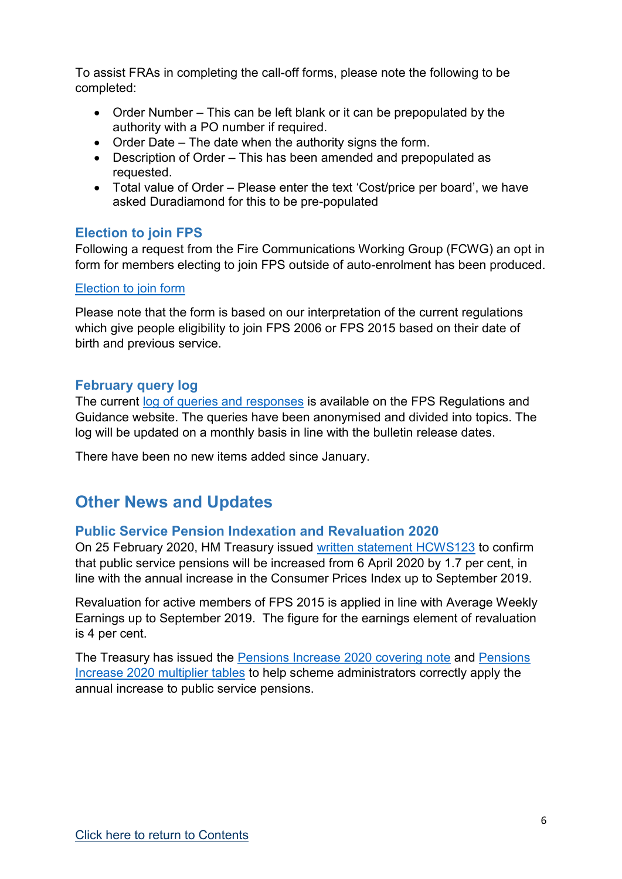To assist FRAs in completing the call-off forms, please note the following to be completed:

- Order Number – This can be left blank or it can be prepopulated by the authority with a PO number if required.
- Order Date – The date when the authority signs the form.
- Description of Order – This has been amended and prepopulated as requested.
- Total value of Order – Please enter the text 'Cost/price per board', we have asked Duradiamond for this to be pre-populated

### Election to join FPS

Following a request from the Fire Communications Working Group (FCWG) an opt in form for members electing to join FPS outside of auto-enrolment has been produced.

[Election to join form]

Please note that the form is based on our interpretation of the current regulations which give people eligibility to join FPS 2006 or FPS 2015 based on their date of birth and previous service.

### February query log

The current [log of queries and responses] is available on the FPS Regulations and Guidance website. The queries have been anonymised and divided into topics. The log will be updated on a monthly basis in line with the bulletin release dates.

There have been no new items added since January.

## Other News and Updates

### Public Service Pension Indexation and Revaluation 2020

On 25 February 2020, HM Treasury issued [written statement HCWS123] to confirm that public service pensions will be increased from 6 April 2020 by 1.7 per cent, in line with the annual increase in the Consumer Prices Index up to September 2019.

Revaluation for active members of FPS 2015 is applied in line with Average Weekly Earnings up to September 2019. The figure for the earnings element of revaluation is 4 per cent.

The Treasury has issued the [Pensions Increase 2020 covering note] and [Pensions Increase 2020 multiplier tables] to help scheme administrators correctly apply the annual increase to public service pensions.

[Click here to return to Contents]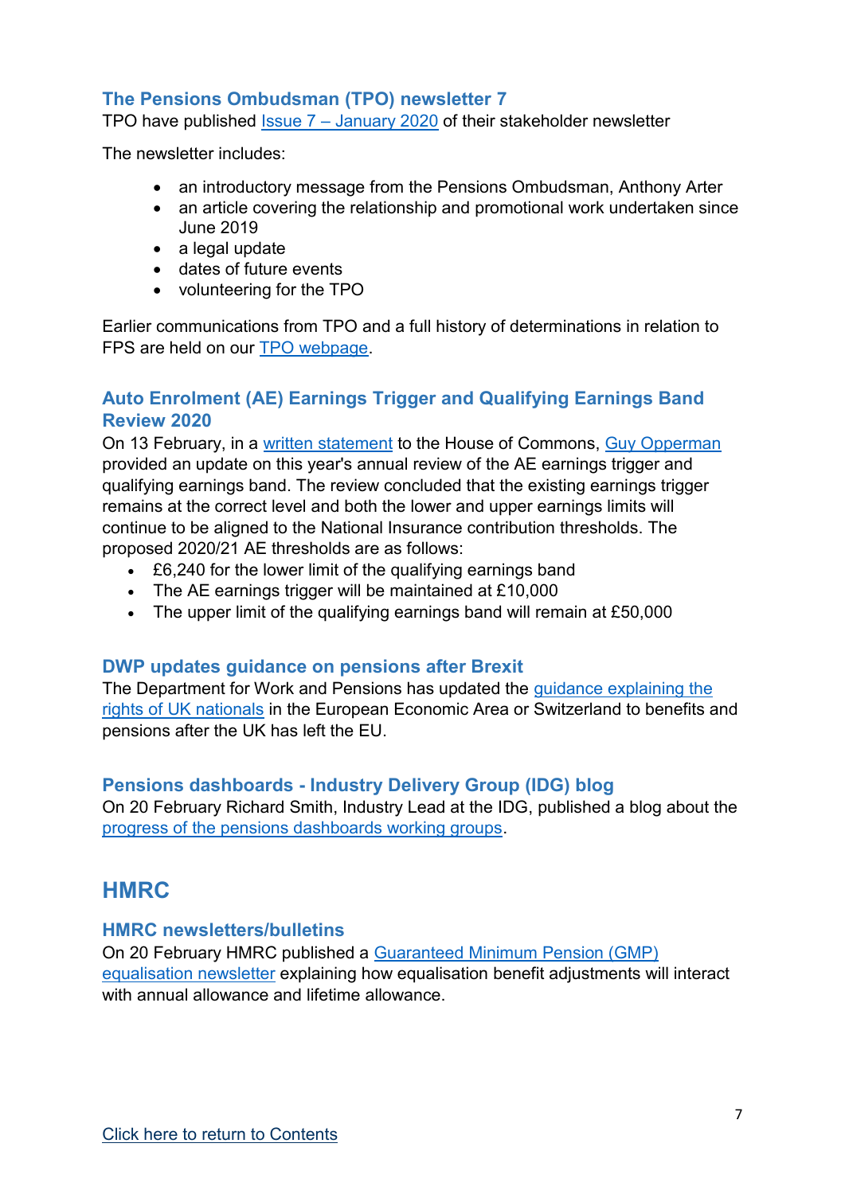### The Pensions Ombudsman (TPO) newsletter 7

TPO have published Issue 7 – January 2020 of their stakeholder newsletter

The newsletter includes:

- an introductory message from the Pensions Ombudsman, Anthony Arter
- an article covering the relationship and promotional work undertaken since June 2019
- a legal update
- dates of future events
- volunteering for the TPO

Earlier communications from TPO and a full history of determinations in relation to FPS are held on our TPO webpage.

### Auto Enrolment (AE) Earnings Trigger and Qualifying Earnings Band Review 2020

On 13 February, in a written statement to the House of Commons, Guy Opperman provided an update on this year's annual review of the AE earnings trigger and qualifying earnings band. The review concluded that the existing earnings trigger remains at the correct level and both the lower and upper earnings limits will continue to be aligned to the National Insurance contribution thresholds. The proposed 2020/21 AE thresholds are as follows:

- £6,240 for the lower limit of the qualifying earnings band
- The AE earnings trigger will be maintained at £10,000
- The upper limit of the qualifying earnings band will remain at £50,000

### DWP updates guidance on pensions after Brexit

The Department for Work and Pensions has updated the guidance explaining the rights of UK nationals in the European Economic Area or Switzerland to benefits and pensions after the UK has left the EU.

### Pensions dashboards - Industry Delivery Group (IDG) blog

On 20 February Richard Smith, Industry Lead at the IDG, published a blog about the progress of the pensions dashboards working groups.

## HMRC

### HMRC newsletters/bulletins

On 20 February HMRC published a Guaranteed Minimum Pension (GMP) equalisation newsletter explaining how equalisation benefit adjustments will interact with annual allowance and lifetime allowance.

Click here to return to Contents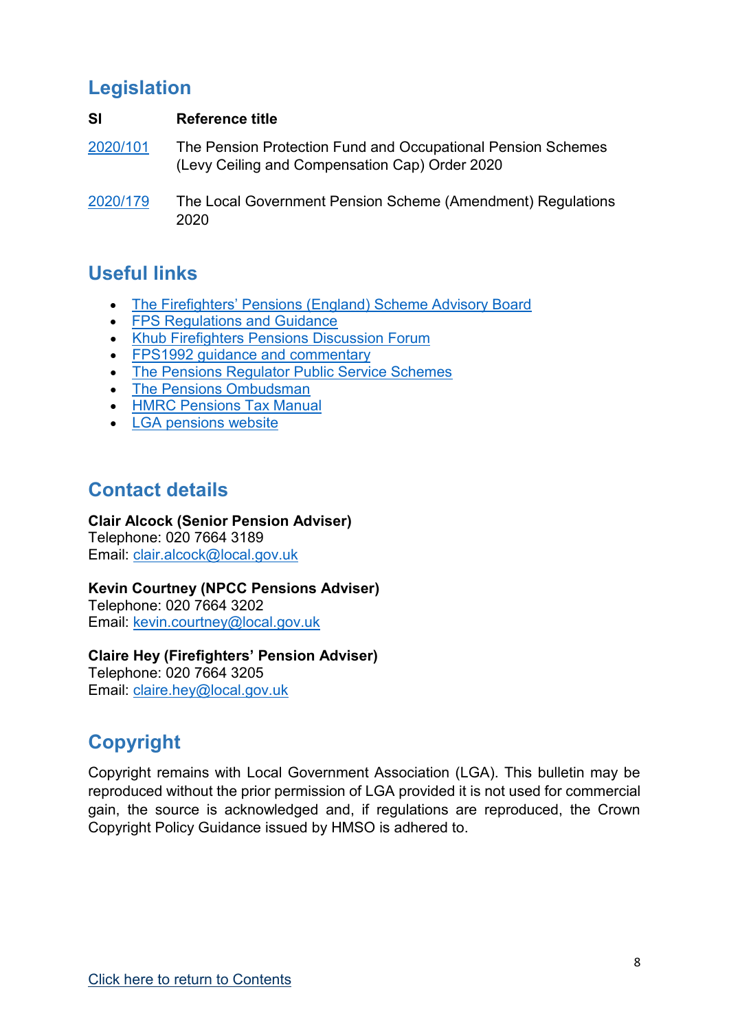## Legislation

| SI | Reference title |
| --- | --- |
| 2020/101 | The Pension Protection Fund and Occupational Pension Schemes (Levy Ceiling and Compensation Cap) Order 2020 |
| 2020/179 | The Local Government Pension Scheme (Amendment) Regulations 2020 |

## Useful links

- The Firefighters' Pensions (England) Scheme Advisory Board
- FPS Regulations and Guidance
- Khub Firefighters Pensions Discussion Forum
- FPS1992 guidance and commentary
- The Pensions Regulator Public Service Schemes
- The Pensions Ombudsman
- HMRC Pensions Tax Manual
- LGA pensions website

## Contact details

**Clair Alcock (Senior Pension Adviser)**
Telephone: 020 7664 3189
Email: clair.alcock@local.gov.uk

**Kevin Courtney (NPCC Pensions Adviser)**
Telephone: 020 7664 3202
Email: kevin.courtney@local.gov.uk

**Claire Hey (Firefighters' Pension Adviser)**
Telephone: 020 7664 3205
Email: claire.hey@local.gov.uk

## Copyright

Copyright remains with Local Government Association (LGA). This bulletin may be reproduced without the prior permission of LGA provided it is not used for commercial gain, the source is acknowledged and, if regulations are reproduced, the Crown Copyright Policy Guidance issued by HMSO is adhered to.

Click here to return to Contents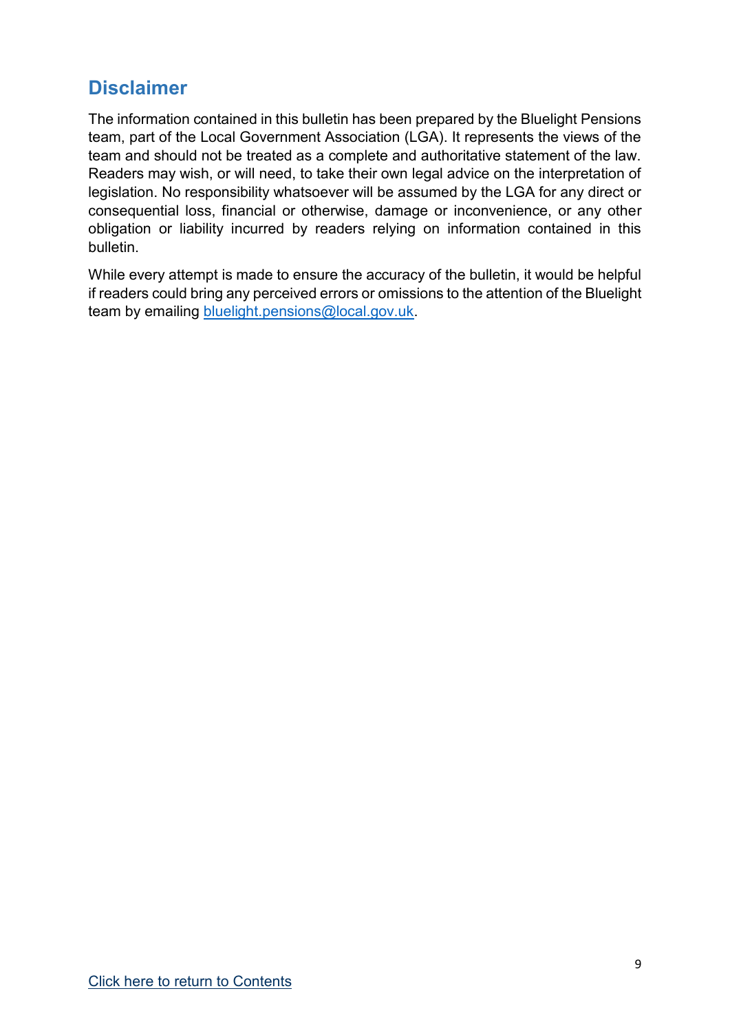## Disclaimer

The information contained in this bulletin has been prepared by the Bluelight Pensions team, part of the Local Government Association (LGA). It represents the views of the team and should not be treated as a complete and authoritative statement of the law. Readers may wish, or will need, to take their own legal advice on the interpretation of legislation. No responsibility whatsoever will be assumed by the LGA for any direct or consequential loss, financial or otherwise, damage or inconvenience, or any other obligation or liability incurred by readers relying on information contained in this bulletin.

While every attempt is made to ensure the accuracy of the bulletin, it would be helpful if readers could bring any perceived errors or omissions to the attention of the Bluelight team by emailing [bluelight.pensions@local.gov.uk](mailto:bluelight.pensions@local.gov.uk).

Click here to return to Contents